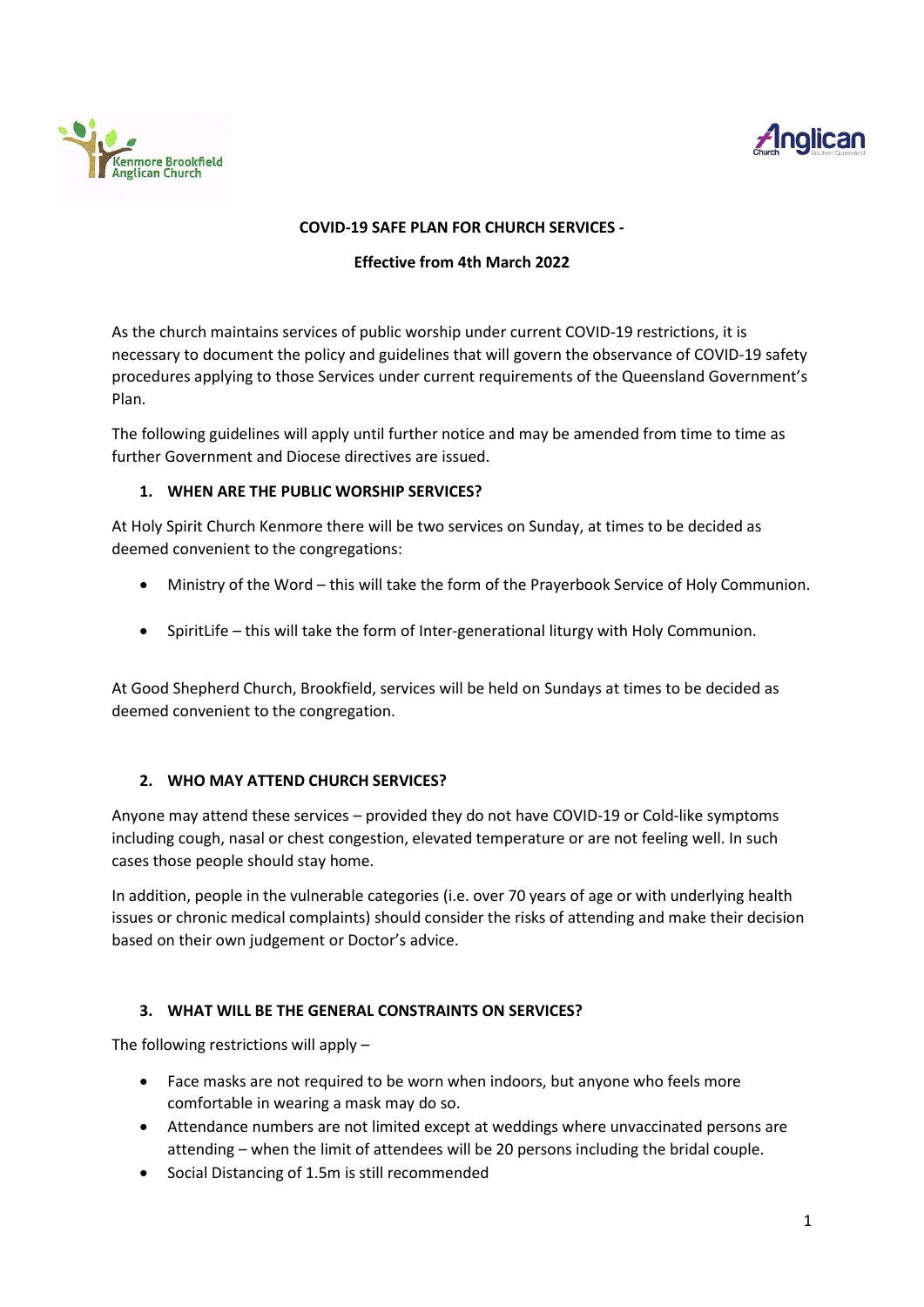**COVID-19 SAFE PLAN FOR CHURCH SERVICES -**

**Effective from 4th March 2022**

As the church maintains services of public worship under current COVID-19 restrictions, it is necessary to document the policy and guidelines that will govern the observance of COVID-19 safety procedures applying to those Services under current requirements of the Queensland Government's Plan.

The following guidelines will apply until further notice and may be amended from time to time as further Government and Diocese directives are issued.

## 1. WHEN ARE THE PUBLIC WORSHIP SERVICES?

At Holy Spirit Church Kenmore there will be two services on Sunday, at times to be decided as deemed convenient to the congregations:

- Ministry of the Word – this will take the form of the Prayerbook Service of Holy Communion.
- SpiritLife – this will take the form of Inter-generational liturgy with Holy Communion.

At Good Shepherd Church, Brookfield, services will be held on Sundays at times to be decided as deemed convenient to the congregation.

## 2. WHO MAY ATTEND CHURCH SERVICES?

Anyone may attend these services – provided they do not have COVID-19 or Cold-like symptoms including cough, nasal or chest congestion, elevated temperature or are not feeling well. In such cases those people should stay home.

In addition, people in the vulnerable categories (i.e. over 70 years of age or with underlying health issues or chronic medical complaints) should consider the risks of attending and make their decision based on their own judgement or Doctor's advice.

## 3. WHAT WILL BE THE GENERAL CONSTRAINTS ON SERVICES?

The following restrictions will apply –

- Face masks are not required to be worn when indoors, but anyone who feels more comfortable in wearing a mask may do so.
- Attendance numbers are not limited except at weddings where unvaccinated persons are attending – when the limit of attendees will be 20 persons including the bridal couple.
- Social Distancing of 1.5m is still recommended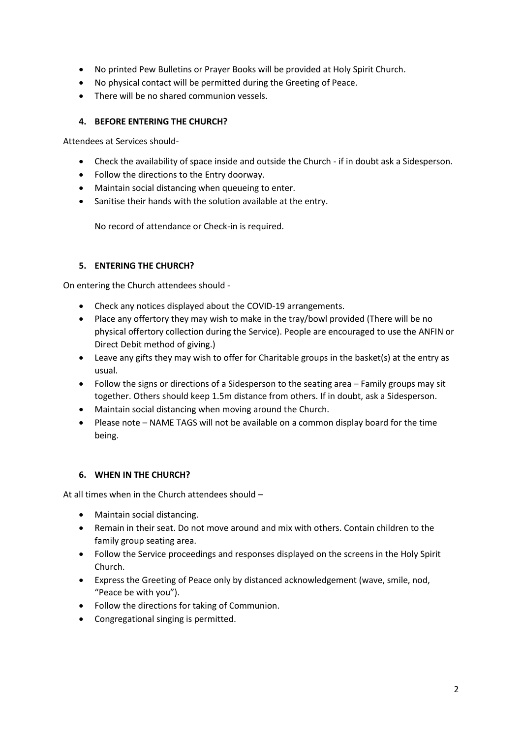- No printed Pew Bulletins or Prayer Books will be provided at Holy Spirit Church.
- No physical contact will be permitted during the Greeting of Peace.
- There will be no shared communion vessels.

### 4. BEFORE ENTERING THE CHURCH?

Attendees at Services should-

- Check the availability of space inside and outside the Church - if in doubt ask a Sidesperson.
- Follow the directions to the Entry doorway.
- Maintain social distancing when queueing to enter.
- Sanitise their hands with the solution available at the entry.

No record of attendance or Check-in is required.

### 5. ENTERING THE CHURCH?

On entering the Church attendees should -

- Check any notices displayed about the COVID-19 arrangements.
- Place any offertory they may wish to make in the tray/bowl provided (There will be no physical offertory collection during the Service). People are encouraged to use the ANFIN or Direct Debit method of giving.)
- Leave any gifts they may wish to offer for Charitable groups in the basket(s) at the entry as usual.
- Follow the signs or directions of a Sidesperson to the seating area – Family groups may sit together. Others should keep 1.5m distance from others. If in doubt, ask a Sidesperson.
- Maintain social distancing when moving around the Church.
- Please note – NAME TAGS will not be available on a common display board for the time being.

### 6. WHEN IN THE CHURCH?

At all times when in the Church attendees should –

- Maintain social distancing.
- Remain in their seat. Do not move around and mix with others. Contain children to the family group seating area.
- Follow the Service proceedings and responses displayed on the screens in the Holy Spirit Church.
- Express the Greeting of Peace only by distanced acknowledgement (wave, smile, nod, "Peace be with you").
- Follow the directions for taking of Communion.
- Congregational singing is permitted.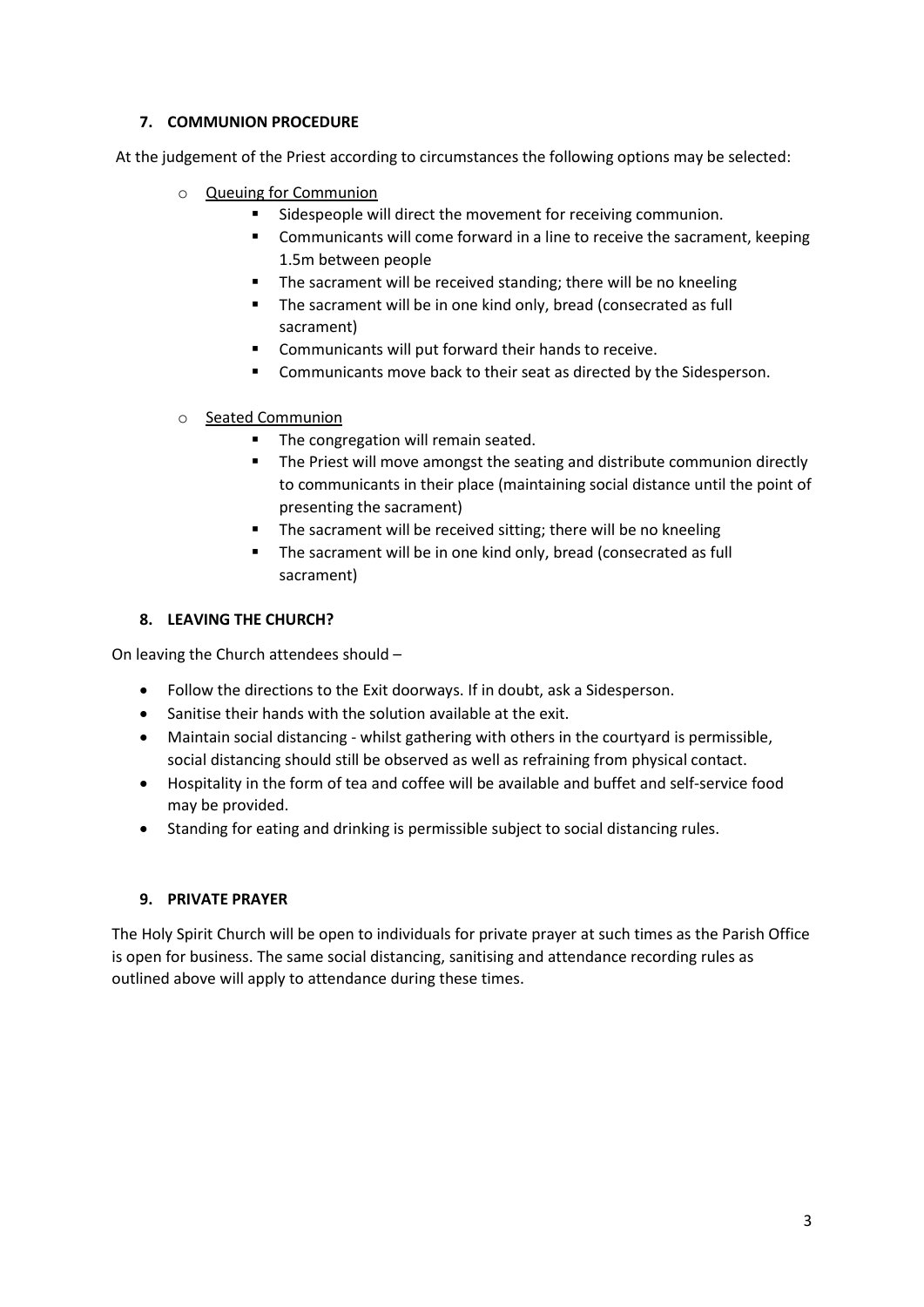### 7. COMMUNION PROCEDURE

At the judgement of the Priest according to circumstances the following options may be selected:

- Queuing for Communion
  - Sidespeople will direct the movement for receiving communion.
  - Communicants will come forward in a line to receive the sacrament, keeping 1.5m between people
  - The sacrament will be received standing; there will be no kneeling
  - The sacrament will be in one kind only, bread (consecrated as full sacrament)
  - Communicants will put forward their hands to receive.
  - Communicants move back to their seat as directed by the Sidesperson.

- Seated Communion
  - The congregation will remain seated.
  - The Priest will move amongst the seating and distribute communion directly to communicants in their place (maintaining social distance until the point of presenting the sacrament)
  - The sacrament will be received sitting; there will be no kneeling
  - The sacrament will be in one kind only, bread (consecrated as full sacrament)

### 8. LEAVING THE CHURCH?

On leaving the Church attendees should –

- Follow the directions to the Exit doorways. If in doubt, ask a Sidesperson.
- Sanitise their hands with the solution available at the exit.
- Maintain social distancing - whilst gathering with others in the courtyard is permissible, social distancing should still be observed as well as refraining from physical contact.
- Hospitality in the form of tea and coffee will be available and buffet and self-service food may be provided.
- Standing for eating and drinking is permissible subject to social distancing rules.

### 9. PRIVATE PRAYER

The Holy Spirit Church will be open to individuals for private prayer at such times as the Parish Office is open for business. The same social distancing, sanitising and attendance recording rules as outlined above will apply to attendance during these times.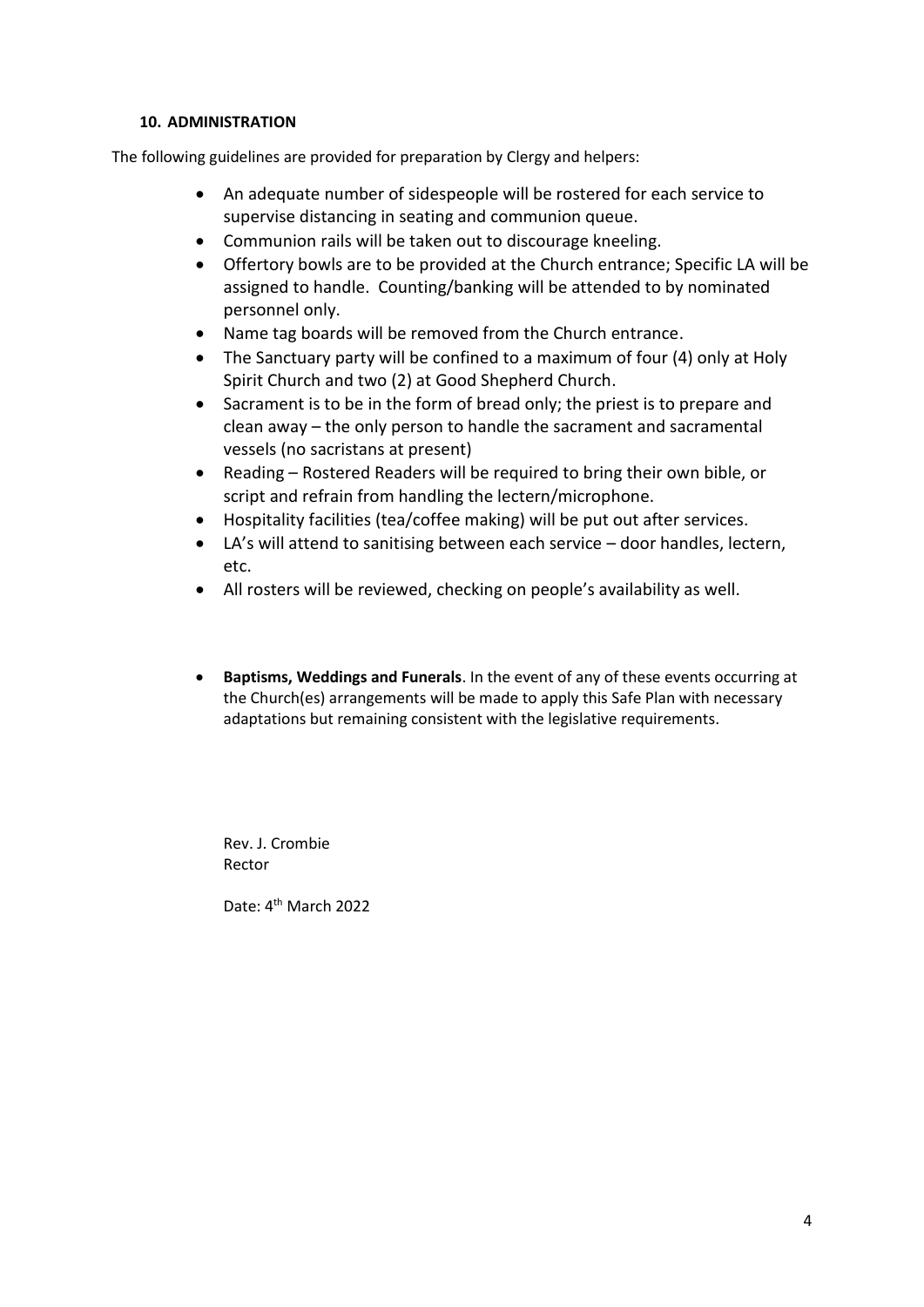## 10. ADMINISTRATION

The following guidelines are provided for preparation by Clergy and helpers:

- An adequate number of sidespeople will be rostered for each service to supervise distancing in seating and communion queue.
- Communion rails will be taken out to discourage kneeling.
- Offertory bowls are to be provided at the Church entrance; Specific LA will be assigned to handle. Counting/banking will be attended to by nominated personnel only.
- Name tag boards will be removed from the Church entrance.
- The Sanctuary party will be confined to a maximum of four (4) only at Holy Spirit Church and two (2) at Good Shepherd Church.
- Sacrament is to be in the form of bread only; the priest is to prepare and clean away – the only person to handle the sacrament and sacramental vessels (no sacristans at present)
- Reading – Rostered Readers will be required to bring their own bible, or script and refrain from handling the lectern/microphone.
- Hospitality facilities (tea/coffee making) will be put out after services.
- LA's will attend to sanitising between each service – door handles, lectern, etc.
- All rosters will be reviewed, checking on people's availability as well.

- **Baptisms, Weddings and Funerals**. In the event of any of these events occurring at the Church(es) arrangements will be made to apply this Safe Plan with necessary adaptations but remaining consistent with the legislative requirements.

Rev. J. Crombie
Rector

Date: 4th March 2022